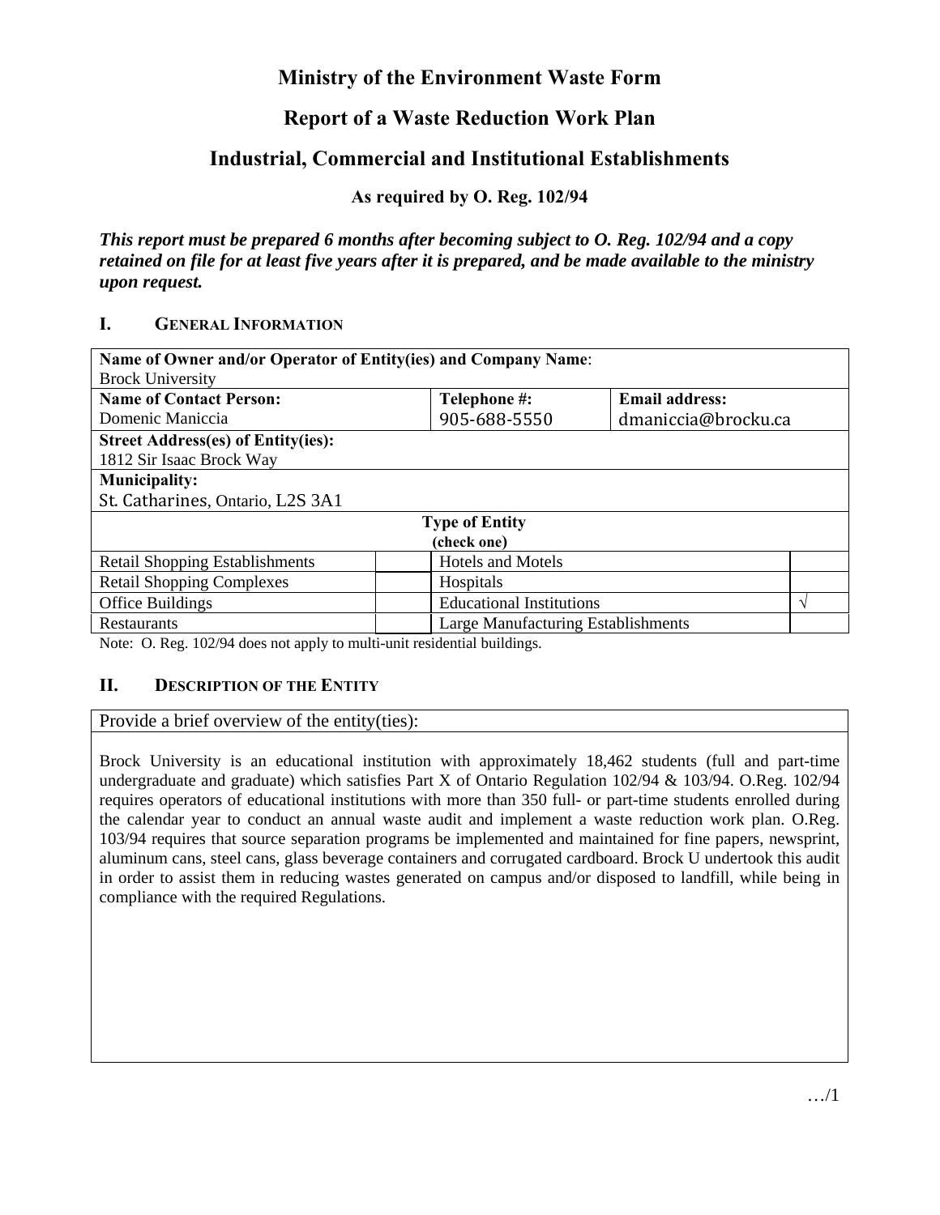# Ministry of the Environment Waste Form

## Report of a Waste Reduction Work Plan

## Industrial, Commercial and Institutional Establishments

### As required by O. Reg. 102/94

***This report must be prepared 6 months after becoming subject to O. Reg. 102/94 and a copy retained on file for at least five years after it is prepared, and be made available to the ministry upon request.***

### I. GENERAL INFORMATION

| **Name of Owner and/or Operator of Entity(ies) and Company Name**: Brock University | | |
|---|---|---|
| **Name of Contact Person:** Domenic Maniccia | **Telephone #:** 905-688-5550 | **Email address:** dmaniccia@brocku.ca |
| **Street Address(es) of Entity(ies):** 1812 Sir Isaac Brock Way | | |
| **Municipality:** St. Catharines, Ontario, L2S 3A1 | | |

**Type of Entity (check one)**

| Type | | Type | |
|---|---|---|---|
| Retail Shopping Establishments | | Hotels and Motels | |
| Retail Shopping Complexes | | Hospitals | |
| Office Buildings | | Educational Institutions | √ |
| Restaurants | | Large Manufacturing Establishments | |

Note: O. Reg. 102/94 does not apply to multi-unit residential buildings.

### II. DESCRIPTION OF THE ENTITY

Provide a brief overview of the entity(ties):

Brock University is an educational institution with approximately 18,462 students (full and part-time undergraduate and graduate) which satisfies Part X of Ontario Regulation 102/94 & 103/94. O.Reg. 102/94 requires operators of educational institutions with more than 350 full- or part-time students enrolled during the calendar year to conduct an annual waste audit and implement a waste reduction work plan. O.Reg. 103/94 requires that source separation programs be implemented and maintained for fine papers, newsprint, aluminum cans, steel cans, glass beverage containers and corrugated cardboard. Brock U undertook this audit in order to assist them in reducing wastes generated on campus and/or disposed to landfill, while being in compliance with the required Regulations.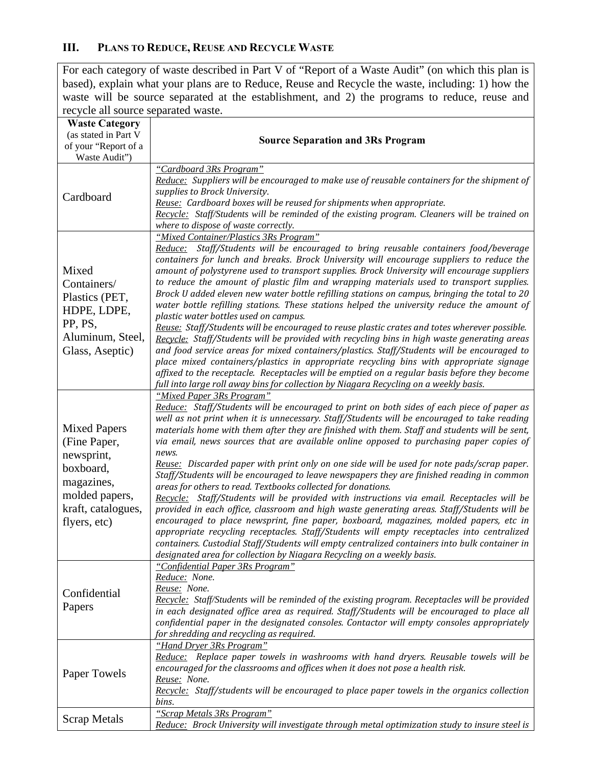## III. Plans to Reduce, Reuse and Recycle Waste

For each category of waste described in Part V of "Report of a Waste Audit" (on which this plan is based), explain what your plans are to Reduce, Reuse and Recycle the waste, including: 1) how the waste will be source separated at the establishment, and 2) the programs to reduce, reuse and recycle all source separated waste.

| **Waste Category** (as stated in Part V of your "Report of a Waste Audit") | **Source Separation and 3Rs Program** |
|---|---|
| Cardboard | *"Cardboard 3Rs Program"*<br>*Reduce: Suppliers will be encouraged to make use of reusable containers for the shipment of supplies to Brock University.*<br>*Reuse: Cardboard boxes will be reused for shipments when appropriate.*<br>*Recycle: Staff/Students will be reminded of the existing program. Cleaners will be trained on where to dispose of waste correctly.* |
| Mixed Containers/ Plastics (PET, HDPE, LDPE, PP, PS, Aluminum, Steel, Glass, Aseptic) | *"Mixed Container/Plastics 3Rs Program"*<br>*Reduce: Staff/Students will be encouraged to bring reusable containers food/beverage containers for lunch and breaks. Brock University will encourage suppliers to reduce the amount of polystyrene used to transport supplies. Brock University will encourage suppliers to reduce the amount of plastic film and wrapping materials used to transport supplies. Brock U added eleven new water bottle refilling stations on campus, bringing the total to 20 water bottle refilling stations. These stations helped the university reduce the amount of plastic water bottles used on campus.*<br>*Reuse: Staff/Students will be encouraged to reuse plastic crates and totes wherever possible.*<br>*Recycle: Staff/Students will be provided with recycling bins in high waste generating areas and food service areas for mixed containers/plastics. Staff/Students will be encouraged to place mixed containers/plastics in appropriate recycling bins with appropriate signage affixed to the receptacle. Receptacles will be emptied on a regular basis before they become full into large roll away bins for collection by Niagara Recycling on a weekly basis.* |
| Mixed Papers (Fine Paper, newsprint, boxboard, magazines, molded papers, kraft, catalogues, flyers, etc) | *"Mixed Paper 3Rs Program"*<br>*Reduce: Staff/Students will be encouraged to print on both sides of each piece of paper as well as not print when it is unnecessary. Staff/Students will be encouraged to take reading materials home with them after they are finished with them. Staff and students will be sent, via email, news sources that are available online opposed to purchasing paper copies of news.*<br>*Reuse: Discarded paper with print only on one side will be used for note pads/scrap paper. Staff/Students will be encouraged to leave newspapers they are finished reading in common areas for others to read. Textbooks collected for donations.*<br>*Recycle: Staff/Students will be provided with instructions via email. Receptacles will be provided in each office, classroom and high waste generating areas. Staff/Students will be encouraged to place newsprint, fine paper, boxboard, magazines, molded papers, etc in appropriate recycling receptacles. Staff/Students will empty receptacles into centralized containers. Custodial Staff/Students will empty centralized containers into bulk container in designated area for collection by Niagara Recycling on a weekly basis.* |
| Confidential Papers | *"Confidential Paper 3Rs Program"*<br>*Reduce: None.*<br>*Reuse: None.*<br>*Recycle: Staff/Students will be reminded of the existing program. Receptacles will be provided in each designated office area as required. Staff/Students will be encouraged to place all confidential paper in the designated consoles. Contactor will empty consoles appropriately for shredding and recycling as required.* |
| Paper Towels | *"Hand Dryer 3Rs Program"*<br>*Reduce: Replace paper towels in washrooms with hand dryers. Reusable towels will be encouraged for the classrooms and offices when it does not pose a health risk.*<br>*Reuse: None.*<br>*Recycle: Staff/students will be encouraged to place paper towels in the organics collection bins.* |
| Scrap Metals | *"Scrap Metals 3Rs Program"*<br>*Reduce: Brock University will investigate through metal optimization study to insure steel is* |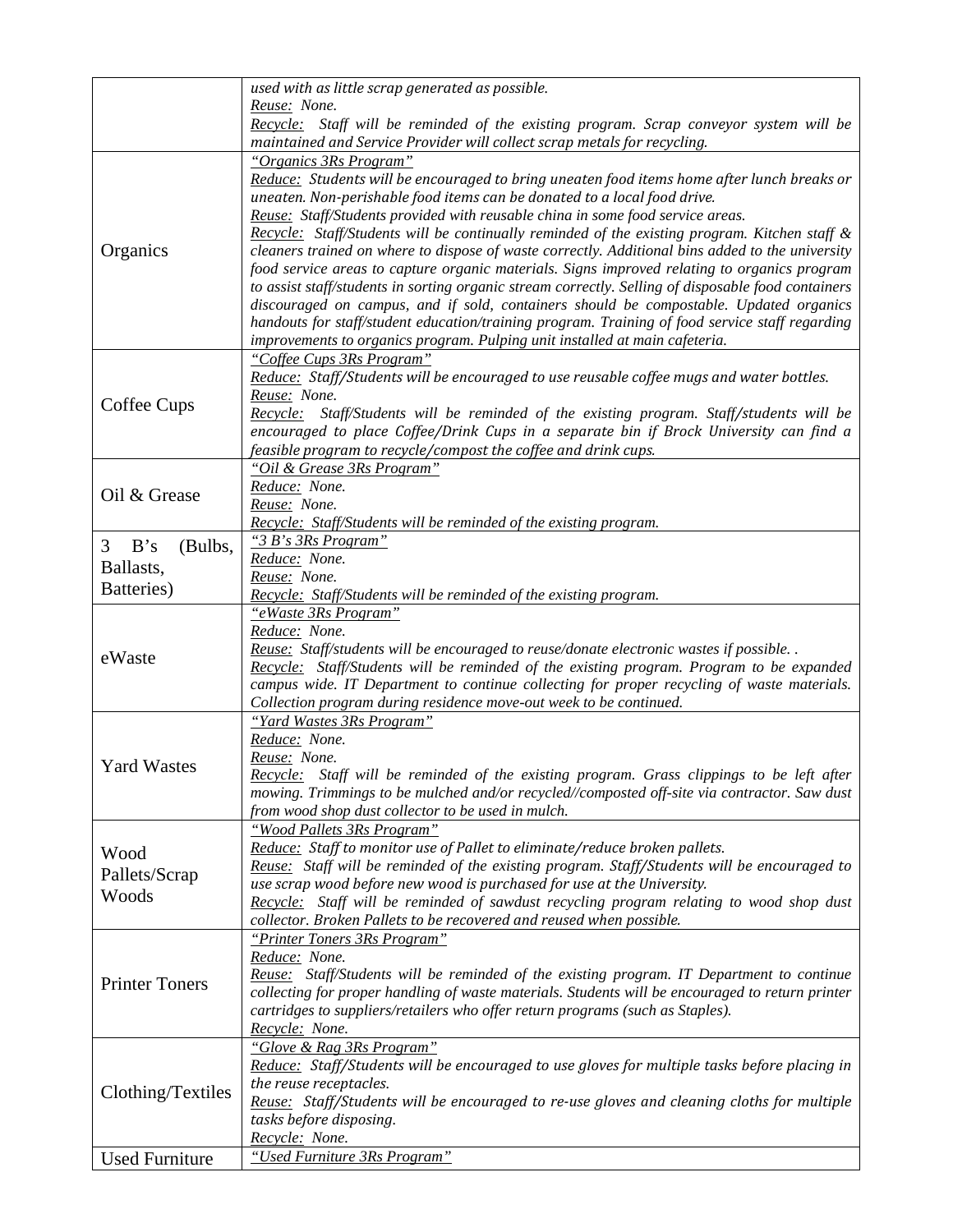| | |
|---|---|
| | *used with as little scrap generated as possible.*<br>*Reuse: None.*<br>*Recycle: Staff will be reminded of the existing program. Scrap conveyor system will be maintained and Service Provider will collect scrap metals for recycling.* |
| Organics | *"Organics 3Rs Program"*<br>*Reduce: Students will be encouraged to bring uneaten food items home after lunch breaks or uneaten. Non-perishable food items can be donated to a local food drive.*<br>*Reuse: Staff/Students provided with reusable china in some food service areas.*<br>*Recycle: Staff/Students will be continually reminded of the existing program. Kitchen staff & cleaners trained on where to dispose of waste correctly. Additional bins added to the university food service areas to capture organic materials. Signs improved relating to organics program to assist staff/students in sorting organic stream correctly. Selling of disposable food containers discouraged on campus, and if sold, containers should be compostable. Updated organics handouts for staff/student education/training program. Training of food service staff regarding improvements to organics program. Pulping unit installed at main cafeteria.* |
| Coffee Cups | *"Coffee Cups 3Rs Program"*<br>*Reduce: Staff/Students will be encouraged to use reusable coffee mugs and water bottles.*<br>*Reuse: None.*<br>*Recycle: Staff/Students will be reminded of the existing program. Staff/students will be encouraged to place Coffee/Drink Cups in a separate bin if Brock University can find a feasible program to recycle/compost the coffee and drink cups.* |
| Oil & Grease | *"Oil & Grease 3Rs Program"*<br>*Reduce: None.*<br>*Reuse: None.*<br>*Recycle: Staff/Students will be reminded of the existing program.* |
| 3 B's (Bulbs, Ballasts, Batteries) | *"3 B's 3Rs Program"*<br>*Reduce: None.*<br>*Reuse: None.*<br>*Recycle: Staff/Students will be reminded of the existing program.* |
| eWaste | *"eWaste 3Rs Program"*<br>*Reduce: None.*<br>*Reuse: Staff/students will be encouraged to reuse/donate electronic wastes if possible. .*<br>*Recycle: Staff/Students will be reminded of the existing program. Program to be expanded campus wide. IT Department to continue collecting for proper recycling of waste materials. Collection program during residence move-out week to be continued.* |
| Yard Wastes | *"Yard Wastes 3Rs Program"*<br>*Reduce: None.*<br>*Reuse: None.*<br>*Recycle: Staff will be reminded of the existing program. Grass clippings to be left after mowing. Trimmings to be mulched and/or recycled//composted off-site via contractor. Saw dust from wood shop dust collector to be used in mulch.* |
| Wood Pallets/Scrap Woods | *"Wood Pallets 3Rs Program"*<br>*Reduce: Staff to monitor use of Pallet to eliminate/reduce broken pallets.*<br>*Reuse: Staff will be reminded of the existing program. Staff/Students will be encouraged to use scrap wood before new wood is purchased for use at the University.*<br>*Recycle: Staff will be reminded of sawdust recycling program relating to wood shop dust collector. Broken Pallets to be recovered and reused when possible.* |
| Printer Toners | *"Printer Toners 3Rs Program"*<br>*Reduce: None.*<br>*Reuse: Staff/Students will be reminded of the existing program. IT Department to continue collecting for proper handling of waste materials. Students will be encouraged to return printer cartridges to suppliers/retailers who offer return programs (such as Staples).*<br>*Recycle: None.* |
| Clothing/Textiles | *"Glove & Rag 3Rs Program"*<br>*Reduce: Staff/Students will be encouraged to use gloves for multiple tasks before placing in the reuse receptacles.*<br>*Reuse: Staff/Students will be encouraged to re-use gloves and cleaning cloths for multiple tasks before disposing.*<br>*Recycle: None.* |
| Used Furniture | *"Used Furniture 3Rs Program"* |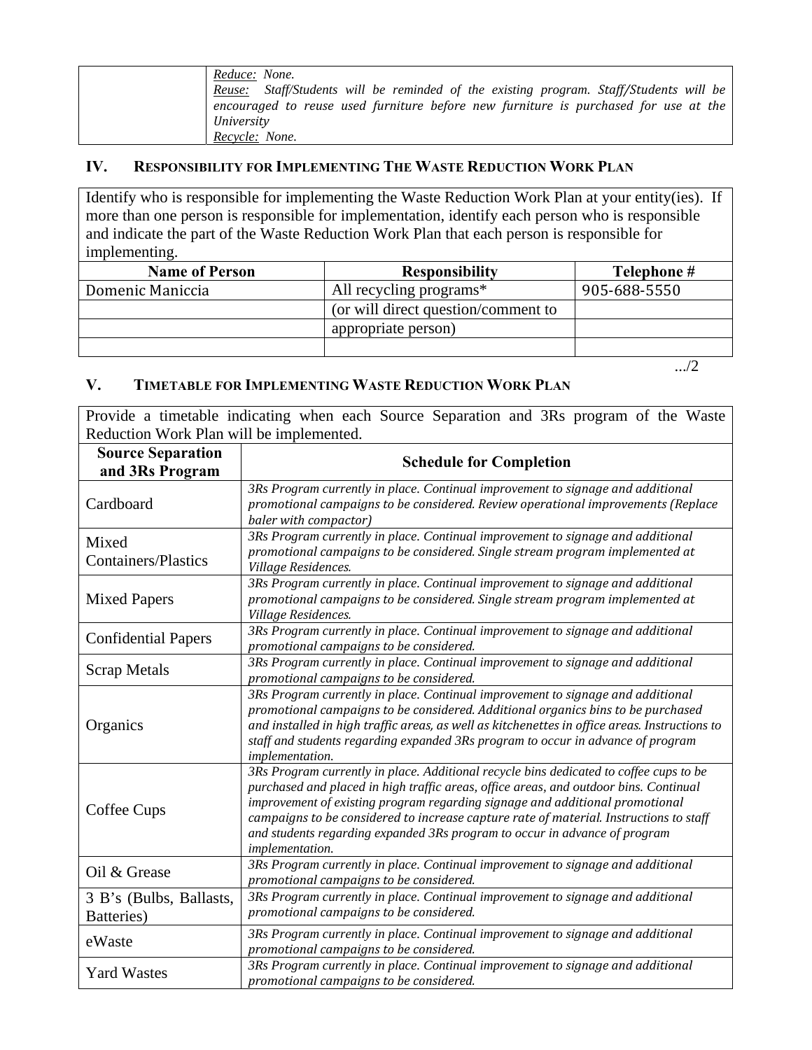| | *Reduce: None.* *Reuse: Staff/Students will be reminded of the existing program. Staff/Students will be encouraged to reuse used furniture before new furniture is purchased for use at the University* *Recycle: None.* |
|---|---|

## IV. RESPONSIBILITY FOR IMPLEMENTING THE WASTE REDUCTION WORK PLAN

| Identify who is responsible for implementing the Waste Reduction Work Plan at your entity(ies). If more than one person is responsible for implementation, identify each person who is responsible and indicate the part of the Waste Reduction Work Plan that each person is responsible for implementing. | | |
|---|---|---|
| **Name of Person** | **Responsibility** | **Telephone #** |
| Domenic Maniccia | All recycling programs* | 905-688-5550 |
| | (or will direct question/comment to | |
| | appropriate person) | |
| | | |

.../2

## V. TIMETABLE FOR IMPLEMENTING WASTE REDUCTION WORK PLAN

| Provide a timetable indicating when each Source Separation and 3Rs program of the Waste Reduction Work Plan will be implemented. | |
|---|---|
| **Source Separation and 3Rs Program** | **Schedule for Completion** |
| Cardboard | *3Rs Program currently in place. Continual improvement to signage and additional promotional campaigns to be considered. Review operational improvements (Replace baler with compactor)* |
| Mixed Containers/Plastics | *3Rs Program currently in place. Continual improvement to signage and additional promotional campaigns to be considered. Single stream program implemented at Village Residences.* |
| Mixed Papers | *3Rs Program currently in place. Continual improvement to signage and additional promotional campaigns to be considered. Single stream program implemented at Village Residences.* |
| Confidential Papers | *3Rs Program currently in place. Continual improvement to signage and additional promotional campaigns to be considered.* |
| Scrap Metals | *3Rs Program currently in place. Continual improvement to signage and additional promotional campaigns to be considered.* |
| Organics | *3Rs Program currently in place. Continual improvement to signage and additional promotional campaigns to be considered. Additional organics bins to be purchased and installed in high traffic areas, as well as kitchenettes in office areas. Instructions to staff and students regarding expanded 3Rs program to occur in advance of program implementation.* |
| Coffee Cups | *3Rs Program currently in place. Additional recycle bins dedicated to coffee cups to be purchased and placed in high traffic areas, office areas, and outdoor bins. Continual improvement of existing program regarding signage and additional promotional campaigns to be considered to increase capture rate of material. Instructions to staff and students regarding expanded 3Rs program to occur in advance of program implementation.* |
| Oil & Grease | *3Rs Program currently in place. Continual improvement to signage and additional promotional campaigns to be considered.* |
| 3 B's (Bulbs, Ballasts, Batteries) | *3Rs Program currently in place. Continual improvement to signage and additional promotional campaigns to be considered.* |
| eWaste | *3Rs Program currently in place. Continual improvement to signage and additional promotional campaigns to be considered.* |
| Yard Wastes | *3Rs Program currently in place. Continual improvement to signage and additional promotional campaigns to be considered.* |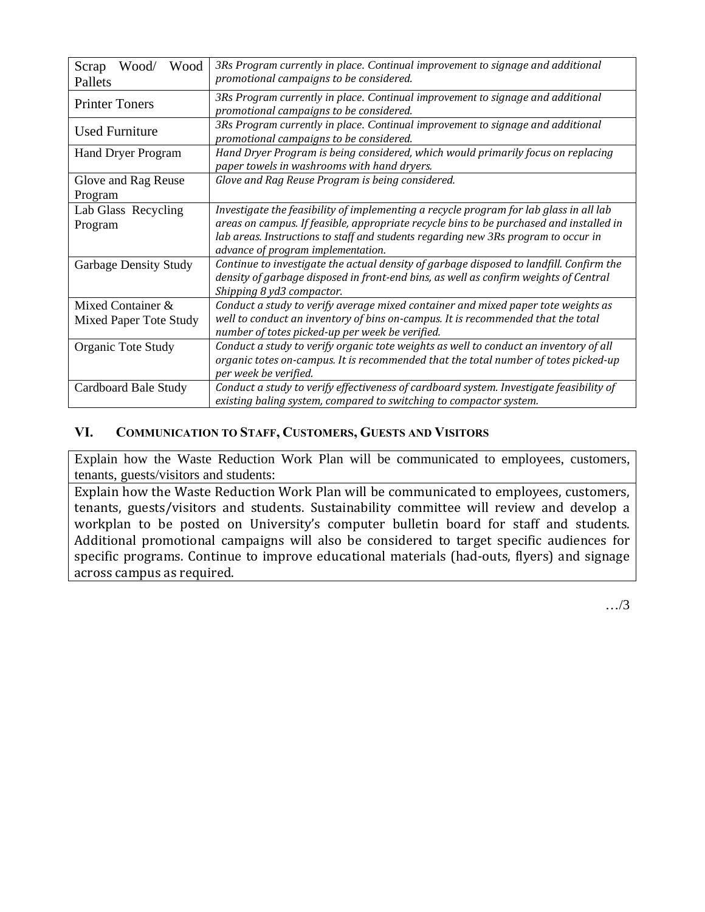| | |
|---|---|
| Scrap Wood/ Wood Pallets | *3Rs Program currently in place. Continual improvement to signage and additional promotional campaigns to be considered.* |
| Printer Toners | *3Rs Program currently in place. Continual improvement to signage and additional promotional campaigns to be considered.* |
| Used Furniture | *3Rs Program currently in place. Continual improvement to signage and additional promotional campaigns to be considered.* |
| Hand Dryer Program | *Hand Dryer Program is being considered, which would primarily focus on replacing paper towels in washrooms with hand dryers.* |
| Glove and Rag Reuse Program | *Glove and Rag Reuse Program is being considered.* |
| Lab Glass Recycling Program | *Investigate the feasibility of implementing a recycle program for lab glass in all lab areas on campus. If feasible, appropriate recycle bins to be purchased and installed in lab areas. Instructions to staff and students regarding new 3Rs program to occur in advance of program implementation.* |
| Garbage Density Study | *Continue to investigate the actual density of garbage disposed to landfill. Confirm the density of garbage disposed in front-end bins, as well as confirm weights of Central Shipping 8 yd3 compactor.* |
| Mixed Container & Mixed Paper Tote Study | *Conduct a study to verify average mixed container and mixed paper tote weights as well to conduct an inventory of bins on-campus. It is recommended that the total number of totes picked-up per week be verified.* |
| Organic Tote Study | *Conduct a study to verify organic tote weights as well to conduct an inventory of all organic totes on-campus. It is recommended that the total number of totes picked-up per week be verified.* |
| Cardboard Bale Study | *Conduct a study to verify effectiveness of cardboard system. Investigate feasibility of existing baling system, compared to switching to compactor system.* |

## VI. Communication to Staff, Customers, Guests and Visitors

| Explain how the Waste Reduction Work Plan will be communicated to employees, customers, tenants, guests/visitors and students: |
|---|
| Explain how the Waste Reduction Work Plan will be communicated to employees, customers, tenants, guests/visitors and students. Sustainability committee will review and develop a workplan to be posted on University's computer bulletin board for staff and students. Additional promotional campaigns will also be considered to target specific audiences for specific programs. Continue to improve educational materials (had-outs, flyers) and signage across campus as required. |

…/3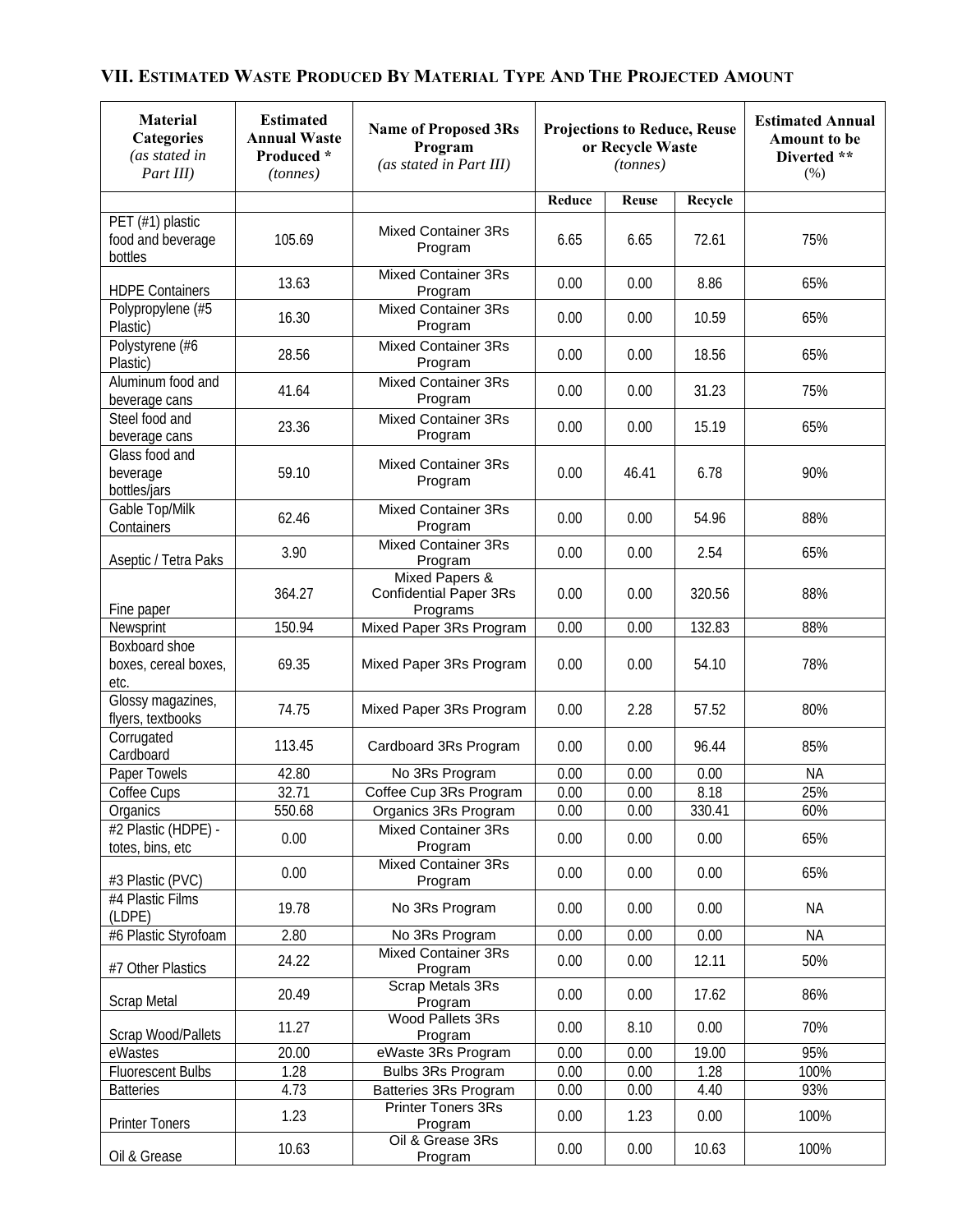## VII. Estimated Waste Produced By Material Type And The Projected Amount

| Material Categories *(as stated in Part III)* | Estimated Annual Waste Produced * *(tonnes)* | Name of Proposed 3Rs Program *(as stated in Part III)* | Projections to Reduce, Reuse or Recycle Waste *(tonnes)* | | | Estimated Annual Amount to be Diverted ** (%) |
|---|---|---|---|---|---|---|
| | | | Reduce | Reuse | Recycle | |
| PET (#1) plastic food and beverage bottles | 105.69 | Mixed Container 3Rs Program | 6.65 | 6.65 | 72.61 | 75% |
| HDPE Containers | 13.63 | Mixed Container 3Rs Program | 0.00 | 0.00 | 8.86 | 65% |
| Polypropylene (#5 Plastic) | 16.30 | Mixed Container 3Rs Program | 0.00 | 0.00 | 10.59 | 65% |
| Polystyrene (#6 Plastic) | 28.56 | Mixed Container 3Rs Program | 0.00 | 0.00 | 18.56 | 65% |
| Aluminum food and beverage cans | 41.64 | Mixed Container 3Rs Program | 0.00 | 0.00 | 31.23 | 75% |
| Steel food and beverage cans | 23.36 | Mixed Container 3Rs Program | 0.00 | 0.00 | 15.19 | 65% |
| Glass food and beverage bottles/jars | 59.10 | Mixed Container 3Rs Program | 0.00 | 46.41 | 6.78 | 90% |
| Gable Top/Milk Containers | 62.46 | Mixed Container 3Rs Program | 0.00 | 0.00 | 54.96 | 88% |
| Aseptic / Tetra Paks | 3.90 | Mixed Container 3Rs Program | 0.00 | 0.00 | 2.54 | 65% |
| Fine paper | 364.27 | Mixed Papers & Confidential Paper 3Rs Programs | 0.00 | 0.00 | 320.56 | 88% |
| Newsprint | 150.94 | Mixed Paper 3Rs Program | 0.00 | 0.00 | 132.83 | 88% |
| Boxboard shoe boxes, cereal boxes, etc. | 69.35 | Mixed Paper 3Rs Program | 0.00 | 0.00 | 54.10 | 78% |
| Glossy magazines, flyers, textbooks | 74.75 | Mixed Paper 3Rs Program | 0.00 | 2.28 | 57.52 | 80% |
| Corrugated Cardboard | 113.45 | Cardboard 3Rs Program | 0.00 | 0.00 | 96.44 | 85% |
| Paper Towels | 42.80 | No 3Rs Program | 0.00 | 0.00 | 0.00 | NA |
| Coffee Cups | 32.71 | Coffee Cup 3Rs Program | 0.00 | 0.00 | 8.18 | 25% |
| Organics | 550.68 | Organics 3Rs Program | 0.00 | 0.00 | 330.41 | 60% |
| #2 Plastic (HDPE) - totes, bins, etc | 0.00 | Mixed Container 3Rs Program | 0.00 | 0.00 | 0.00 | 65% |
| #3 Plastic (PVC) | 0.00 | Mixed Container 3Rs Program | 0.00 | 0.00 | 0.00 | 65% |
| #4 Plastic Films (LDPE) | 19.78 | No 3Rs Program | 0.00 | 0.00 | 0.00 | NA |
| #6 Plastic Styrofoam | 2.80 | No 3Rs Program | 0.00 | 0.00 | 0.00 | NA |
| #7 Other Plastics | 24.22 | Mixed Container 3Rs Program | 0.00 | 0.00 | 12.11 | 50% |
| Scrap Metal | 20.49 | Scrap Metals 3Rs Program | 0.00 | 0.00 | 17.62 | 86% |
| Scrap Wood/Pallets | 11.27 | Wood Pallets 3Rs Program | 0.00 | 8.10 | 0.00 | 70% |
| eWastes | 20.00 | eWaste 3Rs Program | 0.00 | 0.00 | 19.00 | 95% |
| Fluorescent Bulbs | 1.28 | Bulbs 3Rs Program | 0.00 | 0.00 | 1.28 | 100% |
| Batteries | 4.73 | Batteries 3Rs Program | 0.00 | 0.00 | 4.40 | 93% |
| Printer Toners | 1.23 | Printer Toners 3Rs Program | 0.00 | 1.23 | 0.00 | 100% |
| Oil & Grease | 10.63 | Oil & Grease 3Rs Program | 0.00 | 0.00 | 10.63 | 100% |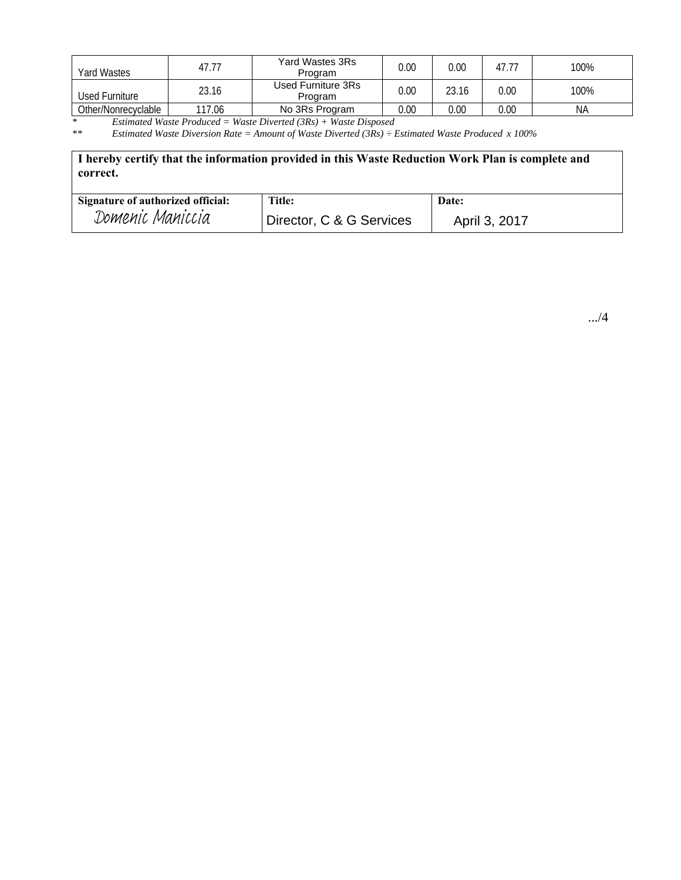| | | | | | | |
|---|---|---|---|---|---|---|
| Yard Wastes | 47.77 | Yard Wastes 3Rs Program | 0.00 | 0.00 | 47.77 | 100% |
| Used Furniture | 23.16 | Used Furniture 3Rs Program | 0.00 | 23.16 | 0.00 | 100% |
| Other/Nonrecyclable | 117.06 | No 3Rs Program | 0.00 | 0.00 | 0.00 | NA |

\* *Estimated Waste Produced = Waste Diverted (3Rs) + Waste Disposed*

\*\* *Estimated Waste Diversion Rate = Amount of Waste Diverted (3Rs) ÷ Estimated Waste Produced x 100%*

**I hereby certify that the information provided in this Waste Reduction Work Plan is complete and correct.**

| **Signature of authorized official:** | **Title:** | **Date:** |
|---|---|---|
| Domenic Maniccia | Director, C & G Services | April 3, 2017 |

.../4